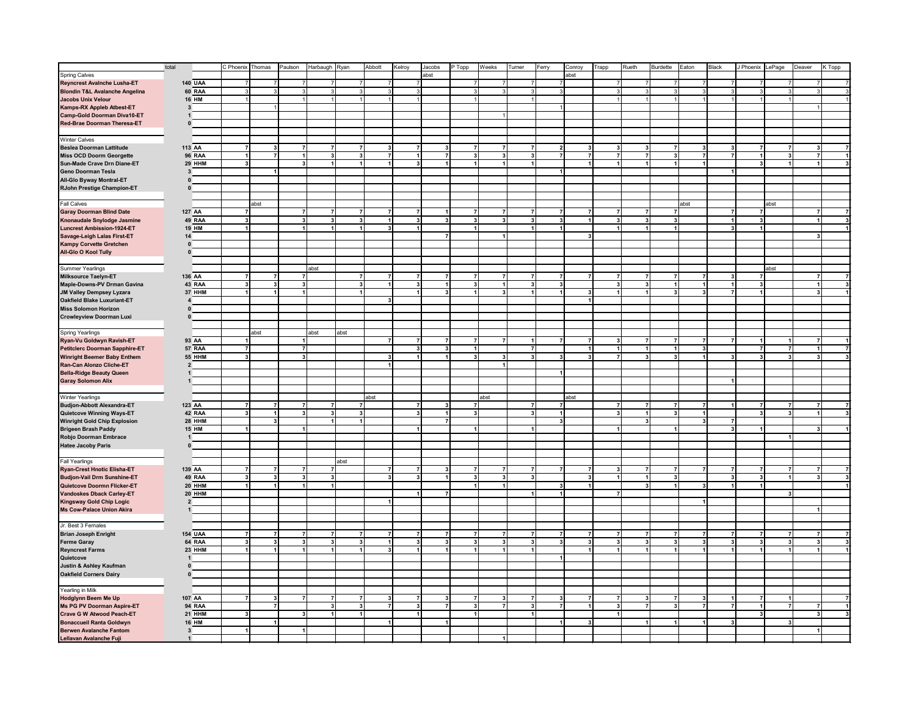| | total | | C Phoenix | Thomas | Paulson | Harbaugh | Ryan | Abbott | Kelroy | Jacobs | P Topp | Weeks | Turner | Ferry | Conroy | Trapp | Rueth | Burdette | Eaton | Black | J Phoenix | LePage | Deaver | K Topp |
|---|---|---|---|---|---|---|---|---|---|---|---|---|---|---|---|---|---|---|---|---|---|---|---|---|
| Spring Calves | | | | | | | | | | abst | | | | | abst | | | | | | | | | |
| **Reyncrest Avalnche Lusha-ET** | **140** | **UAA** | 7 | 7 | 7 | 7 | 7 | 7 | 7 | | 7 | 7 | 7 | 7 | | 7 | 7 | 7 | 7 | 7 | 7 | 7 | 7 | 7 |
| **Blondin T&L Avalanche Angelina** | **60** | **RAA** | 3 | 3 | 3 | 3 | 3 | 3 | 3 | | 3 | 3 | 3 | 3 | | 3 | 3 | 3 | 3 | 3 | 3 | 3 | 3 | 3 |
| **Jacobs Unix Velour** | **16** | **HM** | 1 | | 1 | 1 | 1 | 1 | 1 | | 1 | | 1 | | | 1 | 1 | 1 | 1 | 1 | 1 | 1 | | 1 |
| **Kamps-RX Appleb Atbest-ET** | **3** | | | 1 | | | | | | | | | | 1 | | | | | | | | | 1 | |
| **Camp-Gold Doorman Diva10-ET** | **1** | | | | | | | | | | | 1 | | | | | | | | | | | | |
| **Red-Brae Doorman Theresa-ET** | **0** | | | | | | | | | | | | | | | | | | | | | | | |
| Winter Calves | | | | | | | | | | | | | | | | | | | | | | | | |
| **Beslea Doorman Lattitude** | **113** | **AA** | 7 | 3 | 7 | 7 | 7 | 3 | 7 | 3 | 7 | 7 | 7 | 2 | 3 | 3 | 3 | 7 | 3 | 3 | 7 | 7 | 3 | 7 |
| **Miss OCD Doorm Georgette** | **96** | **RAA** | 1 | 7 | 1 | 3 | 3 | 7 | 1 | 7 | 3 | 3 | 3 | 7 | 7 | 7 | 7 | 3 | 7 | 7 | 1 | 3 | 7 | 1 |
| **Sun-Made Crave Drn Diane-ET** | **29** | **HHM** | 3 | | 3 | 1 | 1 | 1 | 3 | 1 | 1 | 1 | 1 | | 1 | 1 | 1 | 1 | 1 | | 3 | 1 | 1 | 3 |
| **Geno Doorman Tesla** | **3** | | | 1 | | | | | | | | | | 1 | | | | | | 1 | | | | |
| **All-Glo Byway Montral-ET** | **0** | | | | | | | | | | | | | | | | | | | | | | | |
| **RJohn Prestige Champion-ET** | **0** | | | | | | | | | | | | | | | | | | | | | | | |
| Fall Calves | | | | abst | | | | | | | | | | | | | | | abst | | | abst | | |
| **Garay Doorman Blind Date** | **127** | **AA** | 7 | | 7 | 7 | 7 | 7 | 7 | 1 | 7 | 7 | 7 | 7 | 7 | 7 | 7 | 7 | | 7 | 7 | | 7 | 7 |
| **Knonaudale Snylodge Jasmine** | **49** | **RAA** | 3 | | 3 | 3 | 3 | 1 | 3 | 3 | 3 | 3 | 3 | 3 | 1 | 3 | 3 | 3 | | 1 | 3 | | 1 | 3 |
| **Luncrest Ambission-1924-ET** | **19** | **HM** | 1 | | 1 | 1 | 1 | 3 | 1 | | 1 | | 1 | 1 | | 1 | 1 | 1 | | 3 | 1 | | | 1 |
| **Savage-Leigh Lalas First-ET** | **14** | | | | | | | | | 7 | | 1 | | | 3 | | | | | | | | 3 | |
| **Kampy Corvette Gretchen** | **0** | | | | | | | | | | | | | | | | | | | | | | | |
| **All-Glo O Kool Tully** | **0** | | | | | | | | | | | | | | | | | | | | | | | |
| Summer Yearlings | | | | | | abst | | | | | | | | | | | | | | | | abst | | |
| **Milksource Taelyn-ET** | **136** | **AA** | 7 | 7 | 7 | | 7 | 7 | 7 | 7 | 7 | 7 | 7 | 7 | 7 | 7 | 7 | 7 | 7 | 3 | 7 | | 7 | 7 |
| **Maple-Downs-PV Drman Gavina** | **43** | **RAA** | 3 | 3 | 3 | | 3 | 1 | 3 | 1 | 3 | 1 | 3 | 3 | | 3 | 3 | 1 | 1 | 1 | 3 | | 1 | 3 |
| **JM Valley Dempsey Lyzara** | **37** | **HHM** | 1 | 1 | 1 | | 1 | | 1 | 3 | 1 | 3 | 1 | 1 | 3 | 1 | 1 | 3 | 3 | 7 | 1 | | 3 | 1 |
| **Oakfield Blake Luxuriant-ET** | **4** | | | | | | | 3 | | | | | | | 1 | | | | | | | | | |
| **Miss Solomon Horizon** | **0** | | | | | | | | | | | | | | | | | | | | | | | |
| **Crowleyview Doorman Luxi** | **0** | | | | | | | | | | | | | | | | | | | | | | | |
| Spring Yearlings | | | | abst | | abst | abst | | | | | | | | | | | | | | | | | |
| **Ryan-Vu Goldwyn Ravish-ET** | **93** | **AA** | 1 | | 1 | | | 7 | 7 | 7 | 7 | 7 | 1 | 7 | 7 | 3 | 7 | 7 | 7 | 7 | 1 | 1 | 7 | 1 |
| **Petitclerc Doorman Sapphire-ET** | **57** | **RAA** | 7 | | 7 | | | | 3 | 3 | 1 | | 7 | | 1 | 1 | 1 | 1 | 3 | | 7 | 7 | 1 | 7 |
| **Winright Beemer Baby Enthem** | **55** | **HHM** | 3 | | 3 | | | 3 | 1 | 1 | 3 | 3 | 3 | 3 | 3 | 7 | 3 | 3 | 1 | 3 | 3 | 3 | 3 | 3 |
| **Ran-Can Alonzo Cliche-ET** | **2** | | | | | | | 1 | | | | 1 | | | | | | | | | | | | |
| **Bella-Ridge Beauty Queen** | **1** | | | | | | | | | | | | | 1 | | | | | | | | | | |
| **Garay Solomon Alix** | **1** | | | | | | | | | | | | | | | | | | | 1 | | | | |
| Winter Yearlings | | | | | | | | abst | | | | abst | | | abst | | | | | | | | | |
| **Budjon-Abbott Alexandra-ET** | **123** | **AA** | 7 | 7 | 7 | 7 | 7 | | 7 | 3 | 7 | | 7 | 7 | | 7 | 7 | 7 | 7 | 1 | 7 | 7 | 7 | 7 |
| **Quietcove Winning Ways-ET** | **42** | **RAA** | 3 | 1 | 3 | 3 | 3 | | 3 | 1 | 3 | | 3 | 1 | | 3 | 1 | 3 | 1 | | 3 | 3 | 1 | 3 |
| **Winright Gold Chip Explosion** | **28** | **HHM** | | 3 | | 1 | 1 | | | 7 | | | | 3 | | | 3 | | 3 | 7 | | | | |
| **Brigeen Brash Paddy** | **15** | **HM** | 1 | | 1 | | | | 1 | | 1 | | 1 | | | 1 | | 1 | | 3 | 1 | | 3 | 1 |
| **Robjo Doorman Embrace** | **1** | | | | | | | | | | | | | | | | | | | | | 1 | | |
| **Hatee Jacoby Paris** | **0** | | | | | | | | | | | | | | | | | | | | | | | |
| Fall Yearlings | | | | | | | abst | | | | | | | | | | | | | | | | | |
| **Ryan-Crest Hnotic Elisha-ET** | **139** | **AA** | 7 | 7 | 7 | 7 | | 7 | 7 | 3 | 7 | 7 | 7 | 7 | 7 | 3 | 7 | 7 | 7 | 7 | 7 | 7 | 7 | 7 |
| **Budjon-Vail Drm Sunshine-ET** | **49** | **RAA** | 3 | 3 | 3 | 3 | | 3 | 3 | 1 | 3 | 3 | 3 | | 3 | 1 | 1 | 3 | | 3 | 3 | 1 | 3 | 3 |
| **Quietcove Doormn Flicker-ET** | **20** | **HHM** | 1 | 1 | 1 | 1 | | | | | 1 | 1 | | 3 | 1 | | 3 | 1 | 3 | 1 | 1 | | | 1 |
| **Vandoskes Dback Carley-ET** | **20** | **HHM** | | | | | | | 1 | 7 | | | 1 | 1 | | 7 | | | | | | 3 | | |
| **Kingsway Gold Chip Logic** | **2** | | | | | | | 1 | | | | | | | | | | | 1 | | | | | |
| **Ms Cow-Palace Union Akira** | **1** | | | | | | | | | | | | | | | | | | | | | | 1 | |
| Jr. Best 3 Females | | | | | | | | | | | | | | | | | | | | | | | | |
| **Brian Joseph Enright** | **154** | **UAA** | 7 | 7 | 7 | 7 | 7 | 7 | 7 | 7 | 7 | 7 | 7 | 7 | 7 | 7 | 7 | 7 | 7 | 7 | 7 | 7 | 7 | 7 |
| **Ferme Garay** | **64** | **RAA** | 3 | 3 | 3 | 3 | 3 | 1 | 3 | 3 | 3 | 3 | 3 | 3 | 3 | 3 | 3 | 3 | 3 | 3 | 3 | 3 | 3 | 3 |
| **Reyncrest Farms** | **23** | **HHM** | 1 | 1 | 1 | 1 | 1 | 3 | 1 | 1 | 1 | 1 | 1 | | 1 | 1 | 1 | 1 | 1 | 1 | 1 | 1 | 1 | 1 |
| **Quietcove** | **1** | | | | | | | | | | | | | 1 | | | | | | | | | | |
| **Justin & Ashley Kaufman** | **0** | | | | | | | | | | | | | | | | | | | | | | | |
| **Oakfield Corners Dairy** | **0** | | | | | | | | | | | | | | | | | | | | | | | |
| Yearling in Milk | | | | | | | | | | | | | | | | | | | | | | | | |
| **Hodglynn Beem Me Up** | **107** | **AA** | 7 | 3 | 7 | 7 | 7 | 3 | 7 | 3 | 7 | 3 | 7 | 3 | 7 | 7 | 3 | 7 | 3 | 1 | 7 | 1 | | 7 |
| **Ms PG PV Doorman Aspire-ET** | **94** | **RAA** | | 7 | | 3 | 3 | 7 | 3 | 7 | 3 | 7 | 3 | 7 | 1 | 3 | 7 | 3 | 7 | 7 | 1 | 7 | 7 | 1 |
| **Crave G W Atwood Peach-ET** | **21** | **HHM** | 3 | | 3 | 1 | 1 | | 1 | | 1 | | 1 | | | 1 | | | | | 3 | | 3 | 3 |
| **Bonaccueil Ranta Goldwyn** | **16** | **HM** | | 1 | | | | 1 | | 1 | | | | 1 | 3 | | 1 | 1 | 1 | 3 | | 3 | | |
| **Berwen Avalanche Fantom** | **3** | | 1 | | 1 | | | | | | | | | | | | | | | | | | 1 | |
| **Lellavan Avalanche Fuji** | **1** | | | | | | | | | | | 1 | | | | | | | | | | | | |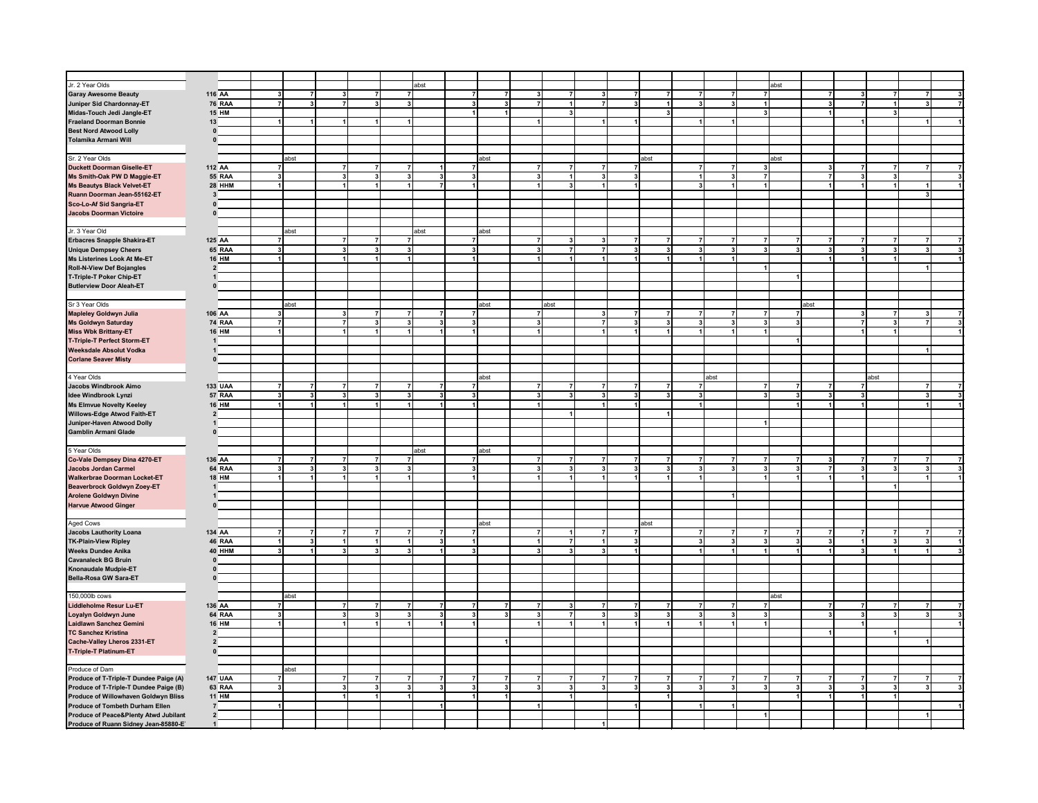| | | | | | | | | | | | | | | | | | | | | | | | | |
|---|---|---|---|---|---|---|---|---|---|---|---|---|---|---|---|---|---|---|---|---|---|---|---|---|
| Jr. 2 Year Olds | | | | | | | | abst | | | | | | | | | | | abst | | | | | |
| Garay Awesome Beauty | 116 | AA | 3 | 7 | 3 | 7 | 7 | | 7 | 7 | 3 | 7 | 3 | 7 | 7 | 7 | 7 | 7 | | 7 | 3 | 7 | 7 | 3 |
| Juniper Sid Chardonnay-ET | 76 | RAA | 7 | 3 | 7 | 3 | 3 | | 3 | 3 | 7 | 1 | 7 | 3 | 1 | 3 | 3 | 1 | | 3 | 7 | 1 | 3 | 7 |
| Midas-Touch Jedi Jangle-ET | 15 | HM | | | | | | | 1 | 1 | | 3 | | | 3 | | | 3 | | 1 | | 3 | | |
| Fraeland Doorman Bonnie | 13 | | 1 | 1 | 1 | 1 | 1 | | | | 1 | | 1 | 1 | | 1 | 1 | | | | 1 | | 1 | 1 |
| Best Nord Atwood Lolly | 0 | | | | | | | | | | | | | | | | | | | | | | | |
| Tolamika Armani Will | 0 | | | | | | | | | | | | | | | | | | | | | | | |
| Sr. 2 Year Olds | | | | abst | | | | | | abst | | | | | abst | | | | abst | | | | | |
| Duckett Doorman Giselle-ET | 112 | AA | 7 | | 7 | 7 | 7 | 1 | 7 | | 7 | 7 | 7 | 7 | | 7 | 7 | 3 | | 3 | 7 | 7 | 7 | 7 |
| Ms Smith-Oak PW D Maggie-ET | 55 | RAA | 3 | | 3 | 3 | 3 | 3 | 3 | | 3 | 1 | 3 | 3 | | 1 | 3 | 7 | | 7 | 3 | 3 | | 3 |
| Ms Beautys Black Velvet-ET | 28 | HHM | 1 | | 1 | 1 | 1 | 7 | 1 | | 1 | 3 | 1 | 1 | | 3 | 1 | 1 | | 1 | 1 | 1 | 1 | 1 |
| Ruann Doorman Jean-55162-ET | 3 | | | | | | | | | | | | | | | | | | | | | | 3 | |
| Sco-Lo-Af Sid Sangria-ET | 0 | | | | | | | | | | | | | | | | | | | | | | | |
| Jacobs Doorman Victoire | 0 | | | | | | | | | | | | | | | | | | | | | | | |
| Jr. 3 Year Old | | | | abst | | | | abst | | abst | | | | | | | | | | | | | | |
| Erbacres Snapple Shakira-ET | 125 | AA | 7 | | 7 | 7 | 7 | | 7 | | 7 | 3 | 3 | 7 | 7 | 7 | 7 | 7 | 7 | 7 | 7 | 7 | 7 | 7 |
| Unique Dempsey Cheers | 65 | RAA | 3 | | 3 | 3 | 3 | | 3 | | 3 | 7 | 7 | 3 | 3 | 3 | 3 | 3 | 3 | 3 | 3 | 3 | 3 | 3 |
| Ms Listerines Look At Me-ET | 16 | HM | 1 | | 1 | 1 | 1 | | 1 | | 1 | 1 | 1 | 1 | 1 | 1 | 1 | | | 1 | 1 | 1 | | 1 |
| Roll-N-View Def Bojangles | 2 | | | | | | | | | | | | | | | | | 1 | | | | | 1 | |
| T-Triple-T Poker Chip-ET | 1 | | | | | | | | | | | | | | | | | | 1 | | | | | |
| Butlerview Door Aleah-ET | 0 | | | | | | | | | | | | | | | | | | | | | | | |
| Sr 3 Year Olds | | | | abst | | | | | | abst | | abst | | | | | | | | abst | | | | |
| Mapleley Goldwyn Julia | 106 | AA | 3 | | 3 | 7 | 7 | 7 | 7 | | 7 | | 3 | 7 | 7 | 7 | 7 | 7 | 7 | | 3 | 7 | 3 | 7 |
| Ms Goldwyn Saturday | 74 | RAA | 7 | | 7 | 3 | 3 | 3 | 3 | | 3 | | 7 | 3 | 3 | 3 | 3 | 3 | 3 | | 7 | 3 | 7 | 3 |
| Miss Wbk Brittany-ET | 16 | HM | 1 | | 1 | 1 | 1 | 1 | 1 | | 1 | | 1 | 1 | 1 | 1 | 1 | 1 | | | 1 | 1 | | 1 |
| T-Triple-T Perfect Storm-ET | 1 | | | | | | | | | | | | | | | | | | 1 | | | | | |
| Weeksdale Absolut Vodka | 1 | | | | | | | | | | | | | | | | | | | | | | 1 | |
| Corlane Seaver Misty | 0 | | | | | | | | | | | | | | | | | | | | | | | |
| 4 Year Olds | | | | | | | | | | abst | | | | | | | abst | | | | | abst | | |
| Jacobs Windbrook Aimo | 133 | UAA | 7 | 7 | 7 | 7 | 7 | 7 | 7 | | 7 | 7 | 7 | 7 | 7 | 7 | | 7 | 7 | 7 | 7 | | 7 | 7 |
| Idee Windbrook Lynzi | 57 | RAA | 3 | 3 | 3 | 3 | 3 | 3 | 3 | | 3 | 3 | 3 | 3 | 3 | 3 | | 3 | 3 | 3 | 3 | | 3 | 3 |
| Ms Elmvue Novelty Keeley | 16 | HM | 1 | 1 | 1 | 1 | 1 | 1 | 1 | | 1 | | 1 | 1 | | 1 | | | 1 | 1 | 1 | | 1 | 1 |
| Willows-Edge Atwood Faith-ET | 2 | | | | | | | | | | | 1 | | | 1 | | | | | | | | | |
| Juniper-Haven Atwood Dolly | 1 | | | | | | | | | | | | | | | | | 1 | | | | | | |
| Gamblin Armani Glade | 0 | | | | | | | | | | | | | | | | | | | | | | | |
| 5 Year Olds | | | | | | | | abst | | abst | | | | | | | | | | | | | | |
| Co-Vale Dempsey Dina 4270-ET | 136 | AA | 7 | 7 | 7 | 7 | 7 | | 7 | | 7 | 7 | 7 | 7 | 7 | 7 | 7 | 7 | 7 | 7 | 3 | 7 | 7 | 7 |
| Jacobs Jordan Carmel | 64 | RAA | 3 | 3 | 3 | 3 | 3 | | 3 | | 3 | 3 | 3 | 3 | 3 | 3 | 3 | 3 | 3 | 3 | 7 | 3 | 3 | 3 |
| Walkerbrae Doorman Locket-ET | 18 | HM | 1 | 1 | 1 | 1 | 1 | | 1 | | 1 | 1 | 1 | 1 | 1 | 1 | | 1 | 1 | 1 | 1 | | 1 | 1 |
| Beaverbrock Goldwyn Zoey-ET | 1 | | | | | | | | | | | | | | | | | | | | | 1 | | |
| Arolene Goldwyn Divine | 1 | | | | | | | | | | | | | | | | 1 | | | | | | | |
| Harvue Atwood Ginger | 0 | | | | | | | | | | | | | | | | | | | | | | | |
| Aged Cows | | | | | | | | | | abst | | | | | abst | | | | | | | | | |
| Jacobs Lauthority Loana | 134 | AA | 7 | 7 | 7 | 7 | 7 | 7 | 7 | | 7 | 1 | 7 | 7 | | 7 | 7 | 7 | 7 | 7 | 7 | 7 | 7 | 7 |
| TK-Plain-View Ripley | 46 | RAA | 1 | 3 | 1 | 1 | 1 | 3 | 1 | | 1 | 7 | 1 | 3 | | 3 | 3 | 3 | 3 | 3 | 1 | 3 | 3 | 1 |
| Weeks Dundee Anika | 40 | HHM | 3 | 1 | 3 | 3 | 3 | 1 | 3 | | 3 | 3 | 3 | 1 | | 1 | 1 | 1 | 1 | 1 | 3 | 1 | 1 | 3 |
| Cavanaleck BG Bruin | 0 | | | | | | | | | | | | | | | | | | | | | | | |
| Knonaudale Mudpie-ET | 0 | | | | | | | | | | | | | | | | | | | | | | | |
| Bella-Rosa GW Sara-ET | 0 | | | | | | | | | | | | | | | | | | | | | | | |
| 150,000lb cows | | | | abst | | | | | | | | | | | | | | | abst | | | | | |
| Liddleholme Resur Lu-ET | 136 | AA | 7 | | 7 | 7 | 7 | 7 | 7 | 7 | 7 | 3 | 7 | 7 | 7 | 7 | 7 | 7 | | 7 | 7 | 7 | 7 | 7 |
| Loyalyn Goldwyn June | 64 | RAA | 3 | | 3 | 3 | 3 | 3 | 3 | 3 | 3 | 7 | 3 | 3 | 3 | 3 | 3 | 3 | | 3 | 3 | 3 | 3 | 3 |
| Laidlawn Sanchez Gemini | 16 | HM | 1 | | 1 | 1 | 1 | 1 | 1 | | 1 | 1 | 1 | 1 | 1 | 1 | 1 | 1 | | | 1 | | | 1 |
| TC Sanchez Kristina | 2 | | | | | | | | | | | | | | | | | | | 1 | | 1 | | |
| Cache-Valley Lheros 2331-ET | 2 | | | | | | | | | 1 | | | | | | | | | | | | | 1 | |
| T-Triple-T Platinum-ET | 0 | | | | | | | | | | | | | | | | | | | | | | | |
| Produce of Dam | | | | abst | | | | | | | | | | | | | | | | | | | | |
| Produce of T-Triple-T Dundee Paige (A) | 147 | UAA | 7 | | 7 | 7 | 7 | 7 | 7 | 7 | 7 | 7 | 7 | 7 | 7 | 7 | 7 | 7 | 7 | 7 | 7 | 7 | 7 | 7 |
| Produce of T-Triple-T Dundee Paige (B) | 63 | RAA | 3 | | 3 | 3 | 3 | 3 | 3 | 3 | 3 | 3 | 3 | 3 | 3 | 3 | 3 | 3 | 3 | 3 | 3 | 3 | 3 | 3 |
| Produce of Willowhaven Goldwyn Bliss | 11 | HM | | | 1 | 1 | 1 | | 1 | 1 | | 1 | | | 1 | | | | 1 | 1 | 1 | 1 | | |
| Produce of Tombeth Durham Ellen | 7 | | 1 | | | | | 1 | | | 1 | | | 1 | | 1 | 1 | | | | | | | 1 |
| Produce of Peace&Plenty Atwd Jubilant | 2 | | | | | | | | | | | | | | | | | 1 | | | | | 1 | |
| Produce of Ruann Sidney Jean-85880-E | 1 | | | | | | | | | | | | 1 | | | | | | | | | | | |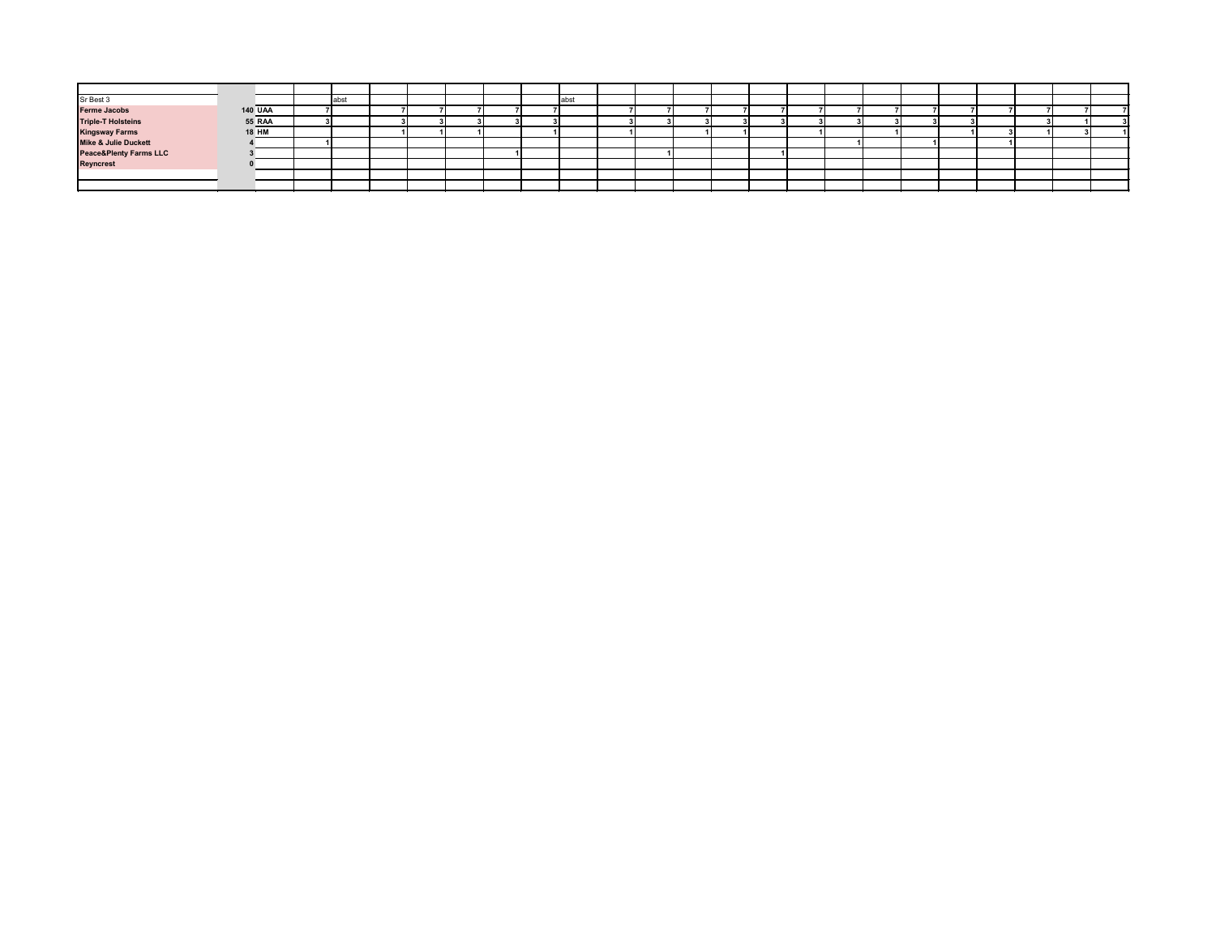| | | | | | | | | | | | | | | | | | | | | | | | | |
|---|---|---|---|---|---|---|---|---|---|---|---|---|---|---|---|---|---|---|---|---|---|---|---|---|
| Sr Best 3 | | | | abst | | | | | | abst | | | | | | | | | | | | | | |
| **Ferme Jacobs** | **140** | **UAA** | **7** | | **7** | **7** | **7** | **7** | **7** | | **7** | **7** | **7** | **7** | **7** | **7** | **7** | **7** | **7** | **7** | **7** | **7** | **7** | **7** |
| **Triple-T Holsteins** | **55** | **RAA** | **3** | | **3** | **3** | **3** | **3** | **3** | | **3** | **3** | **3** | **3** | **3** | **3** | **3** | **3** | **3** | **3** | | **3** | **1** | **3** |
| **Kingsway Farms** | **18** | **HM** | | | **1** | **1** | **1** | | **1** | | **1** | | **1** | **1** | | **1** | | **1** | | **1** | **3** | **1** | **3** | **1** |
| **Mike & Julie Duckett** | **4** | | **1** | | | | | | | | | | | | | | **1** | | **1** | | **1** | | | |
| **Peace&Plenty Farms LLC** | **3** | | | | | | | **1** | | | | **1** | | | **1** | | | | | | | | | |
| **Reyncrest** | **0** | | | | | | | | | | | | | | | | | | | | | | | |